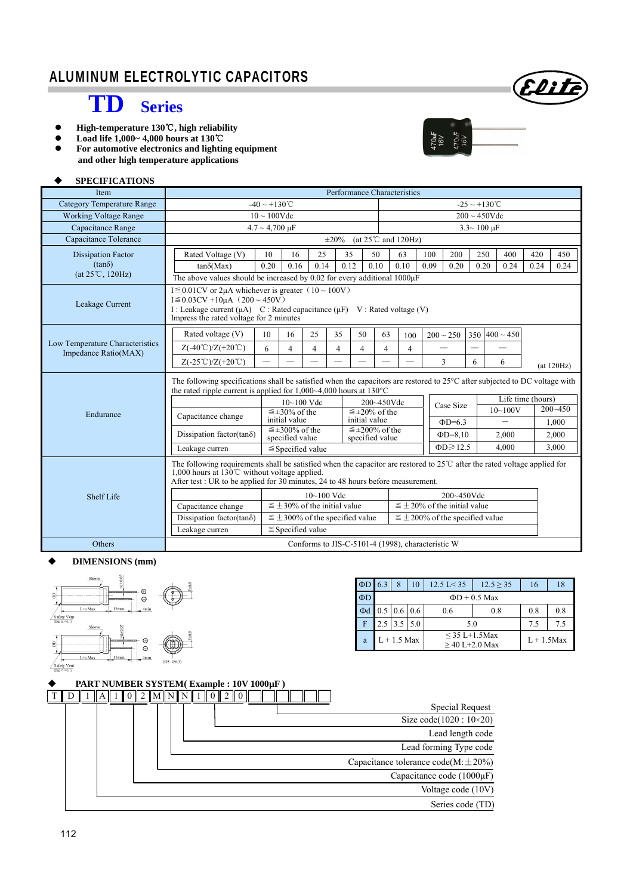# ALUMINUM ELECTROLYTIC CAPACITORS

## TD Series

- **High-temperature 130℃, high reliability**
- **Load life 1,000~ 4,000 hours at 130℃**
- **For automotive electronics and lighting equipment and other high temperature applications**

### ◆ SPECIFICATIONS

| Item | Performance Characteristics | |
|---|---|---|
| Category Temperature Range | -40 ~ +130℃ | -25 ~ +130℃ |
| Working Voltage Range | 10 ~ 100Vdc | 200 ~ 450Vdc |
| Capacitance Range | 4.7 ~ 4,700 μF | 3.3~ 100 μF |
| Capacitance Tolerance | ±20% (at 25℃ and 120Hz) | |

**Dissipation Factor (tanδ) (at 25℃, 120Hz)**

| Rated Voltage (V) | 10 | 16 | 25 | 35 | 50 | 63 | 100 | 200 | 250 | 400 | 420 | 450 |
|---|---|---|---|---|---|---|---|---|---|---|---|---|
| tanδ(Max) | 0.20 | 0.16 | 0.14 | 0.12 | 0.10 | 0.10 | 0.09 | 0.20 | 0.20 | 0.24 | 0.24 | 0.24 |

The above values should be increased by 0.02 for every additional 1000μF

**Leakage Current**

I≦0.01CV or 2μA whichever is greater（10 ~ 100V）
I≦0.03CV +10μA（200 ~ 450V）
I : Leakage current (μA)  C : Rated capacitance (μF)  V : Rated voltage (V)
Impress the rated voltage for 2 minutes

**Low Temperature Characteristics Impedance Ratio(MAX)**

| Rated voltage (V) | 10 | 16 | 25 | 35 | 50 | 63 | 100 | 200 ~ 250 | 350 | 400 ~ 450 |
|---|---|---|---|---|---|---|---|---|---|---|
| Z(-40℃)/Z(+20℃) | 6 | 4 | 4 | 4 | 4 | 4 | 4 | — | — | — |
| Z(-25℃)/Z(+20℃) | — | — | — | — | — | — | — | 3 | 6 | 6 |

(at 120Hz)

**Endurance**

The following specifications shall be satisfied when the capacitors are restored to 25°C after subjected to DC voltage with the rated ripple current is applied for 1,000~4,000 hours at 130°C

| | 10~100 Vdc | 200~450Vdc |
|---|---|---|
| Capacitance change | ≦±30% of the initial value | ≦±20% of the initial value |
| Dissipation factor(tanδ) | ≦±300% of the specified value | ≦±200% of the specified value |
| Leakage curren | ≦Specified value | |

| Case Size | Life time (hours) 10~100V | 200~450 |
|---|---|---|
| ΦD=6.3 | — | 1,000 |
| ΦD=8,10 | 2,000 | 2,000 |
| ΦD≧12.5 | 4,000 | 3,000 |

**Shelf Life**

The following requirements shall be satisfied when the capacitor are restored to 25℃ after the rated voltage applied for 1,000 hours at 130℃ without voltage applied.
After test : UR to be applied for 30 minutes, 24 to 48 hours before measurement.

| | 10~100 Vdc | 200~450Vdc |
|---|---|---|
| Capacitance change | ≦±30% of the initial value | ≦±20% of the initial value |
| Dissipation factor(tanδ) | ≦±300% of the specified value | ≦±200% of the specified value |
| Leakage curren | ≦Specified value | |

**Others**: Conforms to JIS-C-5101-4 (1998), characteristic W

### ◆ DIMENSIONS (mm)

| ΦD | 6.3 | 8 | 10 | 12.5 L< 35 | 12.5 ≥ 35 | 16 | 18 |
|---|---|---|---|---|---|---|---|
| ΦD | ΦD + 0.5 Max | | | | | | |
| Φd | 0.5 | 0.6 | 0.6 | 0.6 | 0.8 | 0.8 | 0.8 |
| F | 2.5 | 3.5 | 5.0 | 5.0 | | 7.5 | 7.5 |
| a | L + 1.5 Max | | | ≤ 35 L+1.5Max ≥ 40 L+2.0 Max | | L + 1.5Max | |

### ◆ PART NUMBER SYSTEM( Example : 10V 1000μF )

T D 1 A 1 0 2 M N N 1 0 2 0 □ □ □ □ □ □

- Special Request
- Size code(1020 : 10×20)
- Lead length code
- Lead forming Type code
- Capacitance tolerance code(M:±20%)
- Capacitance code (1000μF)
- Voltage code (10V)
- Series code (TD)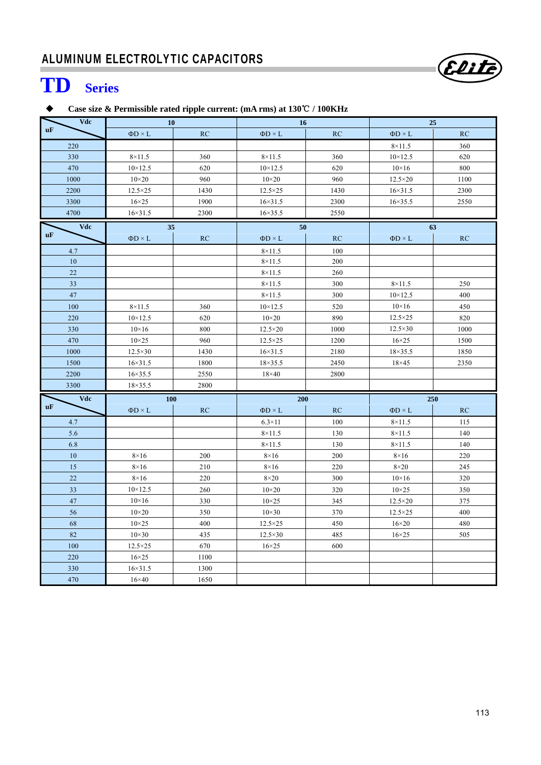# ALUMINUM ELECTROLYTIC CAPACITORS

# TD Series

◆ **Case size & Permissible rated ripple current: (mA rms) at 130℃ / 100KHz**

| uF \ Vdc | 10 | | 16 | | 25 | |
|---|---|---|---|---|---|---|
| | ΦD × L | RC | ΦD × L | RC | ΦD × L | RC |
| 220 | | | | | 8×11.5 | 360 |
| 330 | 8×11.5 | 360 | 8×11.5 | 360 | 10×12.5 | 620 |
| 470 | 10×12.5 | 620 | 10×12.5 | 620 | 10×16 | 800 |
| 1000 | 10×20 | 960 | 10×20 | 960 | 12.5×20 | 1100 |
| 2200 | 12.5×25 | 1430 | 12.5×25 | 1430 | 16×31.5 | 2300 |
| 3300 | 16×25 | 1900 | 16×31.5 | 2300 | 16×35.5 | 2550 |
| 4700 | 16×31.5 | 2300 | 16×35.5 | 2550 | | |

| uF \ Vdc | 35 | | 50 | | 63 | |
|---|---|---|---|---|---|---|
| | ΦD × L | RC | ΦD × L | RC | ΦD × L | RC |
| 4.7 | | | 8×11.5 | 100 | | |
| 10 | | | 8×11.5 | 200 | | |
| 22 | | | 8×11.5 | 260 | | |
| 33 | | | 8×11.5 | 300 | 8×11.5 | 250 |
| 47 | | | 8×11.5 | 300 | 10×12.5 | 400 |
| 100 | 8×11.5 | 360 | 10×12.5 | 520 | 10×16 | 450 |
| 220 | 10×12.5 | 620 | 10×20 | 890 | 12.5×25 | 820 |
| 330 | 10×16 | 800 | 12.5×20 | 1000 | 12.5×30 | 1000 |
| 470 | 10×25 | 960 | 12.5×25 | 1200 | 16×25 | 1500 |
| 1000 | 12.5×30 | 1430 | 16×31.5 | 2180 | 18×35.5 | 1850 |
| 1500 | 16×31.5 | 1800 | 18×35.5 | 2450 | 18×45 | 2350 |
| 2200 | 16×35.5 | 2550 | 18×40 | 2800 | | |
| 3300 | 18×35.5 | 2800 | | | | |

| uF \ Vdc | 100 | | 200 | | 250 | |
|---|---|---|---|---|---|---|
| | ΦD × L | RC | ΦD × L | RC | ΦD × L | RC |
| 4.7 | | | 6.3×11 | 100 | 8×11.5 | 115 |
| 5.6 | | | 8×11.5 | 130 | 8×11.5 | 140 |
| 6.8 | | | 8×11.5 | 130 | 8×11.5 | 140 |
| 10 | 8×16 | 200 | 8×16 | 200 | 8×16 | 220 |
| 15 | 8×16 | 210 | 8×16 | 220 | 8×20 | 245 |
| 22 | 8×16 | 220 | 8×20 | 300 | 10×16 | 320 |
| 33 | 10×12.5 | 260 | 10×20 | 320 | 10×25 | 350 |
| 47 | 10×16 | 330 | 10×25 | 345 | 12.5×20 | 375 |
| 56 | 10×20 | 350 | 10×30 | 370 | 12.5×25 | 400 |
| 68 | 10×25 | 400 | 12.5×25 | 450 | 16×20 | 480 |
| 82 | 10×30 | 435 | 12.5×30 | 485 | 16×25 | 505 |
| 100 | 12.5×25 | 670 | 16×25 | 600 | | |
| 220 | 16×25 | 1100 | | | | |
| 330 | 16×31.5 | 1300 | | | | |
| 470 | 16×40 | 1650 | | | | |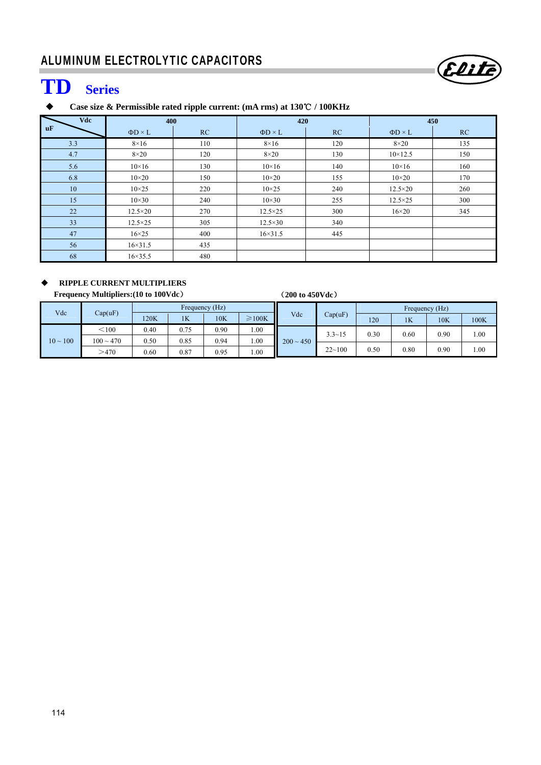## ALUMINUM ELECTROLYTIC CAPACITORS

# TD Series

◆ **Case size & Permissible rated ripple current: (mA rms) at 130℃ / 100KHz**

| Vdc / uF | 400 | | 420 | | 450 | |
|---|---|---|---|---|---|---|
| | ΦD × L | RC | ΦD × L | RC | ΦD × L | RC |
| 3.3 | 8×16 | 110 | 8×16 | 120 | 8×20 | 135 |
| 4.7 | 8×20 | 120 | 8×20 | 130 | 10×12.5 | 150 |
| 5.6 | 10×16 | 130 | 10×16 | 140 | 10×16 | 160 |
| 6.8 | 10×20 | 150 | 10×20 | 155 | 10×20 | 170 |
| 10 | 10×25 | 220 | 10×25 | 240 | 12.5×20 | 260 |
| 15 | 10×30 | 240 | 10×30 | 255 | 12.5×25 | 300 |
| 22 | 12.5×20 | 270 | 12.5×25 | 300 | 16×20 | 345 |
| 33 | 12.5×25 | 305 | 12.5×30 | 340 | | |
| 47 | 16×25 | 400 | 16×31.5 | 445 | | |
| 56 | 16×31.5 | 435 | | | | |
| 68 | 16×35.5 | 480 | | | | |

◆ **RIPPLE CURRENT MULTIPLIERS**

**Frequency Multipliers:(10 to 100Vdc）**

| Vdc | Cap(uF) | Frequency (Hz) | | | |
|---|---|---|---|---|---|
| | | 120K | 1K | 10K | ≥100K |
| 10～100 | ＜100 | 0.40 | 0.75 | 0.90 | 1.00 |
| | 100～470 | 0.50 | 0.85 | 0.94 | 1.00 |
| | ＞470 | 0.60 | 0.87 | 0.95 | 1.00 |

**（200 to 450Vdc）**

| Vdc | Cap(uF) | Frequency (Hz) | | | |
|---|---|---|---|---|---|
| | | 120 | 1K | 10K | 100K |
| 200～450 | 3.3~15 | 0.30 | 0.60 | 0.90 | 1.00 |
| | 22~100 | 0.50 | 0.80 | 0.90 | 1.00 |